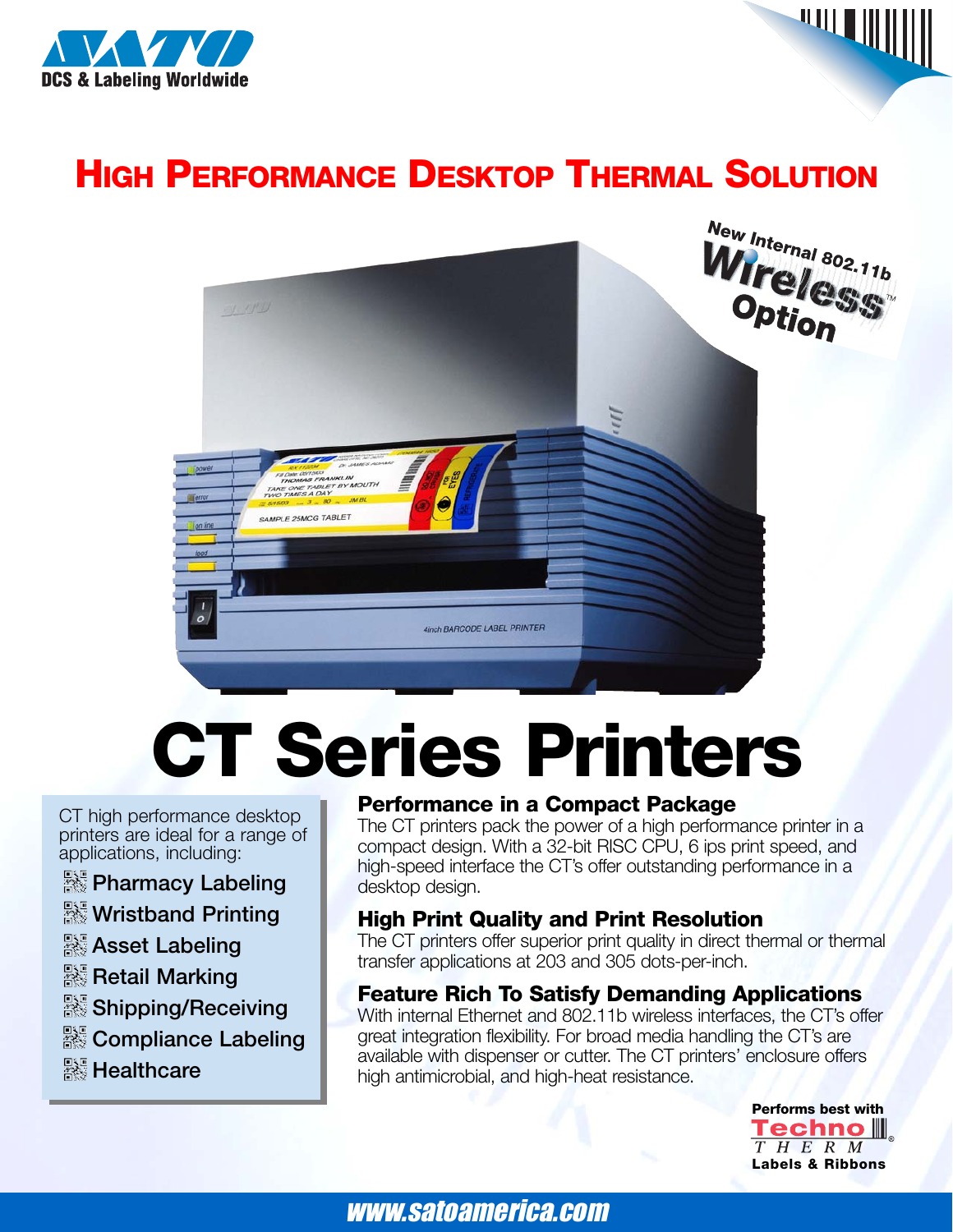SATO DCS & Labeling Worldwide

# High Performance Desktop Thermal Solution

New Internal 802.11b Wireless™ Option

# CT Series Printers

CT high performance desktop printers are ideal for a range of applications, including:

- Pharmacy Labeling
- Wristband Printing
- Asset Labeling
- Retail Marking
- Shipping/Receiving
- Compliance Labeling
- Healthcare

## Performance in a Compact Package

The CT printers pack the power of a high performance printer in a compact design. With a 32-bit RISC CPU, 6 ips print speed, and high-speed interface the CT's offer outstanding performance in a desktop design.

## High Print Quality and Print Resolution

The CT printers offer superior print quality in direct thermal or thermal transfer applications at 203 and 305 dots-per-inch.

## Feature Rich To Satisfy Demanding Applications

With internal Ethernet and 802.11b wireless interfaces, the CT's offer great integration flexibility. For broad media handling the CT's are available with dispenser or cutter. The CT printers' enclosure offers high antimicrobial, and high-heat resistance.

Performs best with Techno THERM® Labels & Ribbons

www.satoamerica.com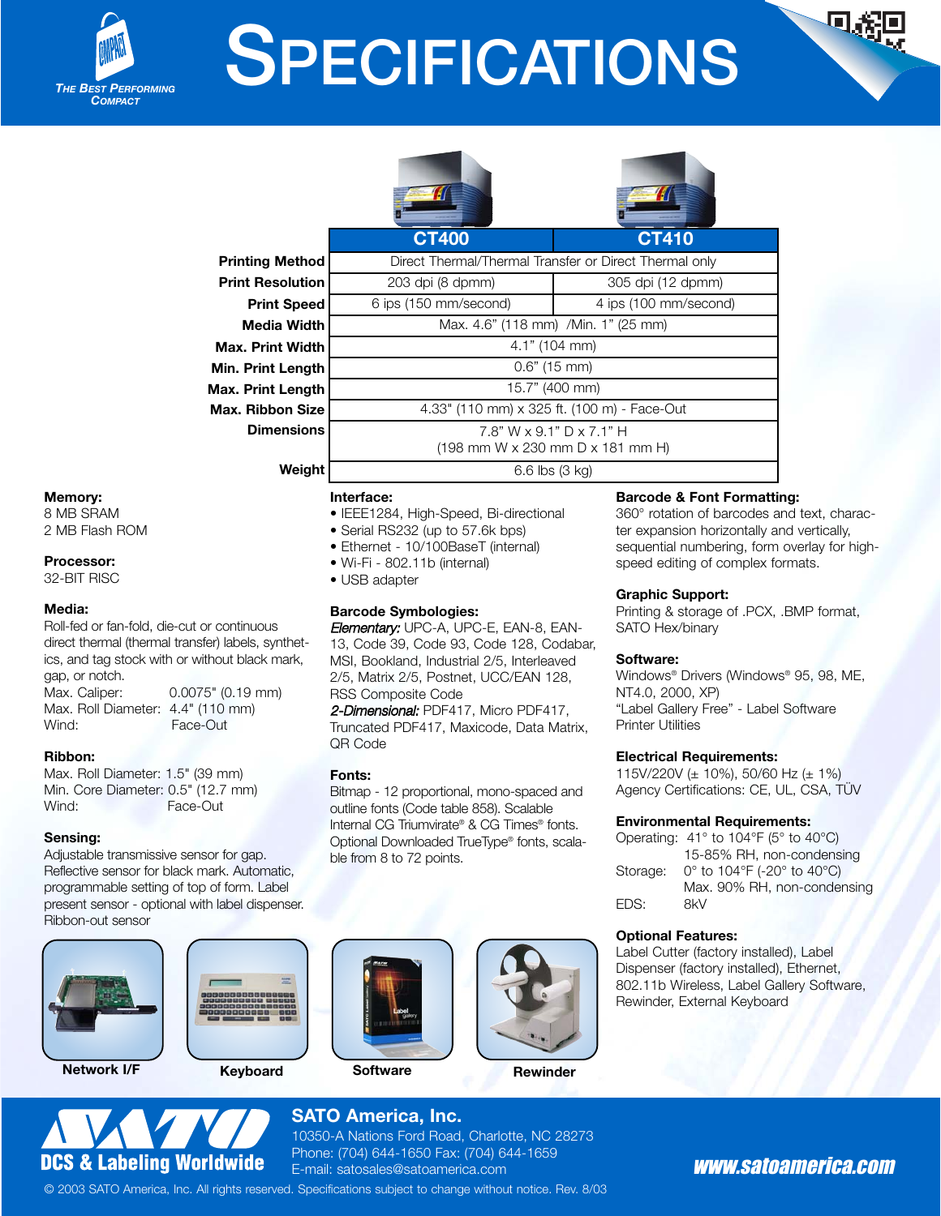THE BEST PERFORMING COMPACT

# SPECIFICATIONS

| | CT400 | CT410 |
|---|---|---|
| **Printing Method** | Direct Thermal/Thermal Transfer or Direct Thermal only | |
| **Print Resolution** | 203 dpi (8 dpmm) | 305 dpi (12 dpmm) |
| **Print Speed** | 6 ips (150 mm/second) | 4 ips (100 mm/second) |
| **Media Width** | Max. 4.6" (118 mm) /Min. 1" (25 mm) | |
| **Max. Print Width** | 4.1" (104 mm) | |
| **Min. Print Length** | 0.6" (15 mm) | |
| **Max. Print Length** | 15.7" (400 mm) | |
| **Max. Ribbon Size** | 4.33" (110 mm) x 325 ft. (100 m) - Face-Out | |
| **Dimensions** | 7.8" W x 9.1" D x 7.1" H (198 mm W x 230 mm D x 181 mm H) | |
| **Weight** | 6.6 lbs (3 kg) | |

**Memory:**
8 MB SRAM
2 MB Flash ROM

**Processor:**
32-BIT RISC

**Media:**
Roll-fed or fan-fold, die-cut or continuous direct thermal (thermal transfer) labels, synthetics, and tag stock with or without black mark, gap, or notch.
Max. Caliper: 0.0075" (0.19 mm)
Max. Roll Diameter: 4.4" (110 mm)
Wind: Face-Out

**Ribbon:**
Max. Roll Diameter: 1.5" (39 mm)
Min. Core Diameter: 0.5" (12.7 mm)
Wind: Face-Out

**Sensing:**
Adjustable transmissive sensor for gap. Reflective sensor for black mark. Automatic, programmable setting of top of form. Label present sensor - optional with label dispenser. Ribbon-out sensor

**Interface:**
- IEEE1284, High-Speed, Bi-directional
- Serial RS232 (up to 57.6k bps)
- Ethernet - 10/100BaseT (internal)
- Wi-Fi - 802.11b (internal)
- USB adapter

**Barcode Symbologies:**
*Elementary:* UPC-A, UPC-E, EAN-8, EAN-13, Code 39, Code 93, Code 128, Codabar, MSI, Bookland, Industrial 2/5, Interleaved 2/5, Matrix 2/5, Postnet, UCC/EAN 128, RSS Composite Code
*2-Dimensional:* PDF417, Micro PDF417, Truncated PDF417, Maxicode, Data Matrix, QR Code

**Fonts:**
Bitmap - 12 proportional, mono-spaced and outline fonts (Code table 858). Scalable Internal CG Triumvirate® & CG Times® fonts. Optional Downloaded TrueType® fonts, scalable from 8 to 72 points.

**Barcode & Font Formatting:**
360° rotation of barcodes and text, character expansion horizontally and vertically, sequential numbering, form overlay for high-speed editing of complex formats.

**Graphic Support:**
Printing & storage of .PCX, .BMP format, SATO Hex/binary

**Software:**
Windows® Drivers (Windows® 95, 98, ME, NT4.0, 2000, XP)
"Label Gallery Free" - Label Software
Printer Utilities

**Electrical Requirements:**
115V/220V (± 10%), 50/60 Hz (± 1%)
Agency Certifications: CE, UL, CSA, TÜV

**Environmental Requirements:**
Operating: 41° to 104°F (5° to 40°C)
15-85% RH, non-condensing
Storage: 0° to 104°F (-20° to 40°C)
Max. 90% RH, non-condensing
EDS: 8kV

**Optional Features:**
Label Cutter (factory installed), Label Dispenser (factory installed), Ethernet, 802.11b Wireless, Label Gallery Software, Rewinder, External Keyboard

Network I/F

Keyboard

Software

Rewinder

SATO
DCS & Labeling Worldwide

**SATO America, Inc.**
10350-A Nations Ford Road, Charlotte, NC 28273
Phone: (704) 644-1650 Fax: (704) 644-1659
E-mail: satosales@satoamerica.com

www.satoamerica.com

© 2003 SATO America, Inc. All rights reserved. Specifications subject to change without notice. Rev. 8/03